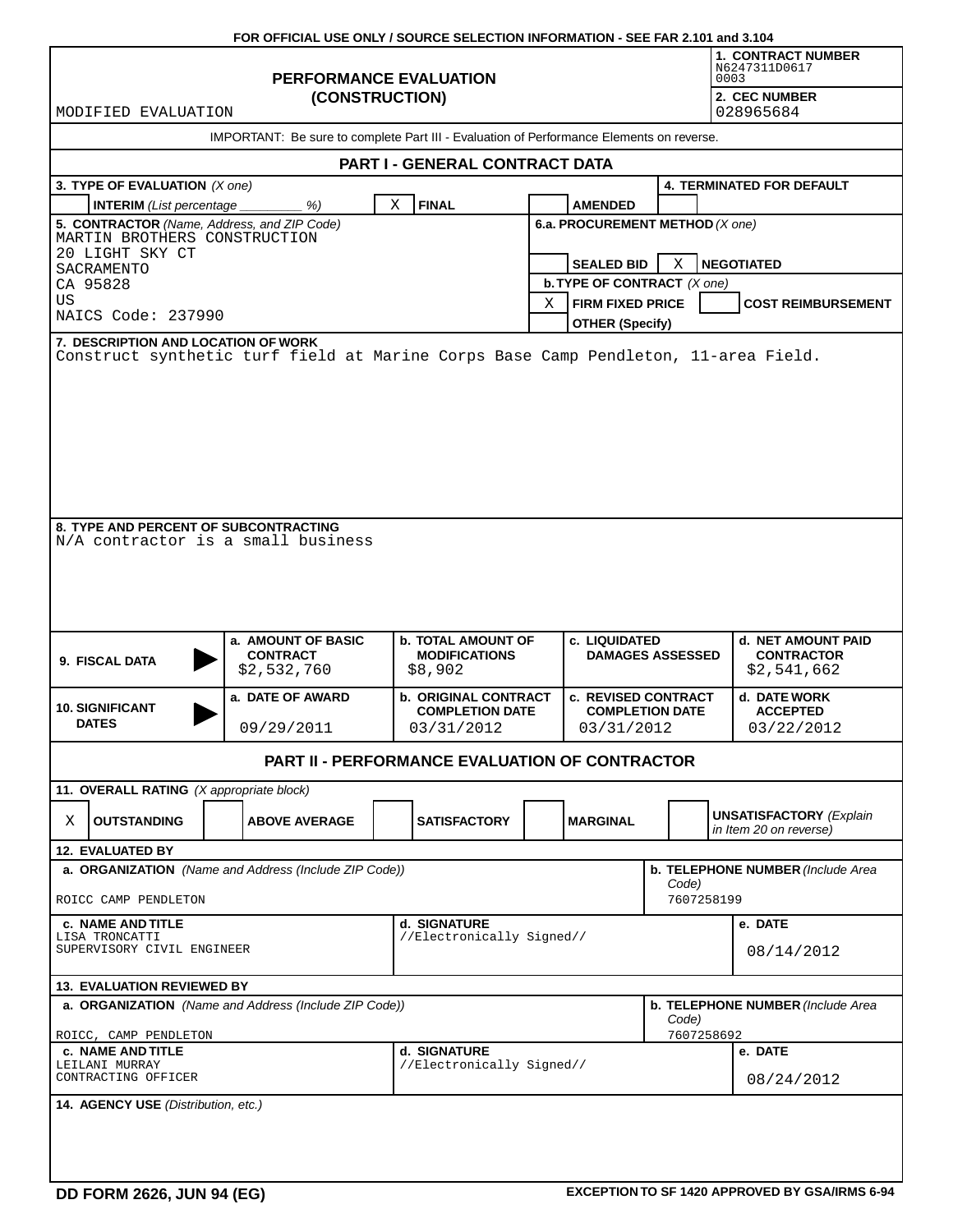FOR OFFICIAL USE ONLY / SOURCE SELECTION INFORMATION - SEE FAR 2.101 and 3.104

# PERFORMANCE EVALUATION (CONSTRUCTION)

MODIFIED EVALUATION

**1. CONTRACT NUMBER**
N6247311D0617
0003

**2. CEC NUMBER**
028965684

IMPORTANT: Be sure to complete Part III - Evaluation of Performance Elements on reverse.

## PART I - GENERAL CONTRACT DATA

**3. TYPE OF EVALUATION** *(X one)*

| | INTERIM *(List percentage _________ %)* | X | FINAL | | AMENDED |
|---|---|---|---|---|---|

**4. TERMINATED FOR DEFAULT**

**5. CONTRACTOR** *(Name, Address, and ZIP Code)*
MARTIN BROTHERS CONSTRUCTION
20 LIGHT SKY CT
SACRAMENTO
CA 95828
US
NAICS Code: 237990

**6.a. PROCUREMENT METHOD** *(X one)*

| | SEALED BID | X | NEGOTIATED |
|---|---|---|---|

**b. TYPE OF CONTRACT** *(X one)*

| X | FIRM FIXED PRICE | | COST REIMBURSEMENT |
|---|---|---|---|
| | OTHER (Specify) | | |

**7. DESCRIPTION AND LOCATION OF WORK**
Construct synthetic turf field at Marine Corps Base Camp Pendleton, 11-area Field.

**8. TYPE AND PERCENT OF SUBCONTRACTING**
N/A contractor is a small business

| 9. FISCAL DATA | a. AMOUNT OF BASIC CONTRACT | b. TOTAL AMOUNT OF MODIFICATIONS | c. LIQUIDATED DAMAGES ASSESSED | d. NET AMOUNT PAID CONTRACTOR |
|---|---|---|---|---|
| | $2,532,760 | $8,902 | | $2,541,662 |

| 10. SIGNIFICANT DATES | a. DATE OF AWARD | b. ORIGINAL CONTRACT COMPLETION DATE | c. REVISED CONTRACT COMPLETION DATE | d. DATE WORK ACCEPTED |
|---|---|---|---|---|
| | 09/29/2011 | 03/31/2012 | 03/31/2012 | 03/22/2012 |

## PART II - PERFORMANCE EVALUATION OF CONTRACTOR

**11. OVERALL RATING** *(X appropriate block)*

| X | OUTSTANDING | | ABOVE AVERAGE | | SATISFACTORY | | MARGINAL | | UNSATISFACTORY *(Explain in Item 20 on reverse)* |
|---|---|---|---|---|---|---|---|---|---|

**12. EVALUATED BY**

| a. ORGANIZATION *(Name and Address (Include ZIP Code))* | | b. TELEPHONE NUMBER *(Include Area Code)* |
|---|---|---|
| ROICC CAMP PENDLETON | | 7607258199 |
| **c. NAME AND TITLE** | **d. SIGNATURE** | **e. DATE** |
| LISA TRONCATTI<br>SUPERVISORY CIVIL ENGINEER | //Electronically Signed// | 08/14/2012 |

**13. EVALUATION REVIEWED BY**

| a. ORGANIZATION *(Name and Address (Include ZIP Code))* | | b. TELEPHONE NUMBER *(Include Area Code)* |
|---|---|---|
| ROICC, CAMP PENDLETON | | 7607258692 |
| **c. NAME AND TITLE** | **d. SIGNATURE** | **e. DATE** |
| LEILANI MURRAY<br>CONTRACTING OFFICER | //Electronically Signed// | 08/24/2012 |

**14. AGENCY USE** *(Distribution, etc.)*

DD FORM 2626, JUN 94 (EG) EXCEPTION TO SF 1420 APPROVED BY GSA/IRMS 6-94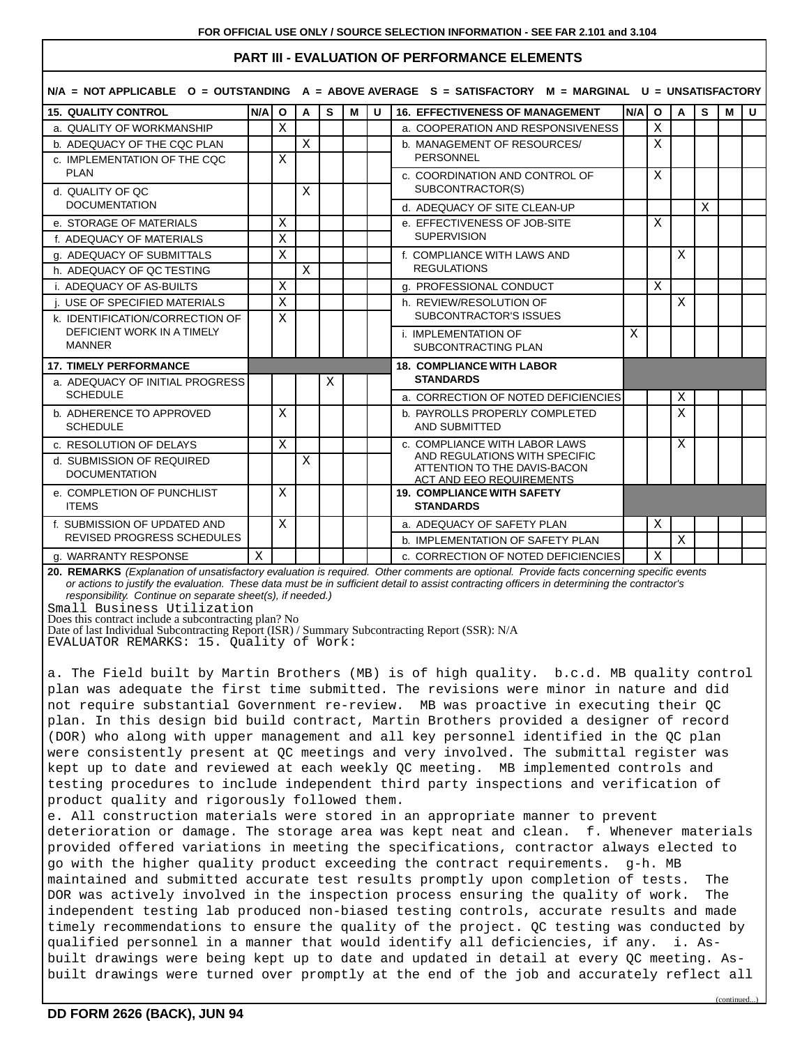FOR OFFICIAL USE ONLY / SOURCE SELECTION INFORMATION - SEE FAR 2.101 and 3.104

## PART III - EVALUATION OF PERFORMANCE ELEMENTS

N/A = NOT APPLICABLE O = OUTSTANDING A = ABOVE AVERAGE S = SATISFACTORY M = MARGINAL U = UNSATISFACTORY

| 15. QUALITY CONTROL | N/A | O | A | S | M | U | 16. EFFECTIVENESS OF MANAGEMENT | N/A | O | A | S | M | U |
|---|---|---|---|---|---|---|---|---|---|---|---|---|---|
| a. QUALITY OF WORKMANSHIP | | X | | | | | a. COOPERATION AND RESPONSIVENESS | | X | | | | |
| b. ADEQUACY OF THE CQC PLAN | | | X | | | | b. MANAGEMENT OF RESOURCES/ PERSONNEL | | X | | | | |
| c. IMPLEMENTATION OF THE CQC PLAN | | X | | | | | c. COORDINATION AND CONTROL OF SUBCONTRACTOR(S) | | X | | | | |
| d. QUALITY OF QC DOCUMENTATION | | | X | | | | d. ADEQUACY OF SITE CLEAN-UP | | | | X | | |
| e. STORAGE OF MATERIALS | | X | | | | | e. EFFECTIVENESS OF JOB-SITE SUPERVISION | | X | | | | |
| f. ADEQUACY OF MATERIALS | | X | | | | | | | | | | | |
| g. ADEQUACY OF SUBMITTALS | | X | | | | | f. COMPLIANCE WITH LAWS AND REGULATIONS | | | X | | | |
| h. ADEQUACY OF QC TESTING | | | X | | | | | | | | | | |
| i. ADEQUACY OF AS-BUILTS | | X | | | | | g. PROFESSIONAL CONDUCT | | X | | | | |
| j. USE OF SPECIFIED MATERIALS | | X | | | | | h. REVIEW/RESOLUTION OF SUBCONTRACTOR'S ISSUES | | | X | | | |
| k. IDENTIFICATION/CORRECTION OF DEFICIENT WORK IN A TIMELY MANNER | | X | | | | | i. IMPLEMENTATION OF SUBCONTRACTING PLAN | X | | | | | |
| **17. TIMELY PERFORMANCE** | | | | | | | **18. COMPLIANCE WITH LABOR STANDARDS** | | | | | | |
| a. ADEQUACY OF INITIAL PROGRESS SCHEDULE | | | | X | | | a. CORRECTION OF NOTED DEFICIENCIES | | | X | | | |
| b. ADHERENCE TO APPROVED SCHEDULE | | X | | | | | b. PAYROLLS PROPERLY COMPLETED AND SUBMITTED | | | X | | | |
| c. RESOLUTION OF DELAYS | | X | | | | | c. COMPLIANCE WITH LABOR LAWS AND REGULATIONS WITH SPECIFIC ATTENTION TO THE DAVIS-BACON ACT AND EEO REQUIREMENTS | | | X | | | |
| d. SUBMISSION OF REQUIRED DOCUMENTATION | | | X | | | | | | | | | | |
| e. COMPLETION OF PUNCHLIST ITEMS | | X | | | | | **19. COMPLIANCE WITH SAFETY STANDARDS** | | | | | | |
| f. SUBMISSION OF UPDATED AND REVISED PROGRESS SCHEDULES | | X | | | | | a. ADEQUACY OF SAFETY PLAN | | X | | | | |
| | | | | | | | b. IMPLEMENTATION OF SAFETY PLAN | | | X | | | |
| g. WARRANTY RESPONSE | X | | | | | | c. CORRECTION OF NOTED DEFICIENCIES | | X | | | | |

**20. REMARKS** *(Explanation of unsatisfactory evaluation is required. Other comments are optional. Provide facts concerning specific events or actions to justify the evaluation. These data must be in sufficient detail to assist contracting officers in determining the contractor's responsibility. Continue on separate sheet(s), if needed.)*

Small Business Utilization
Does this contract include a subcontracting plan? No
Date of last Individual Subcontracting Report (ISR) / Summary Subcontracting Report (SSR): N/A
EVALUATOR REMARKS: 15. Quality of Work:

a. The Field built by Martin Brothers (MB) is of high quality. b.c.d. MB quality control plan was adequate the first time submitted. The revisions were minor in nature and did not require substantial Government re-review. MB was proactive in executing their QC plan. In this design bid build contract, Martin Brothers provided a designer of record (DOR) who along with upper management and all key personnel identified in the QC plan were consistently present at QC meetings and very involved. The submittal register was kept up to date and reviewed at each weekly QC meeting. MB implemented controls and testing procedures to include independent third party inspections and verification of product quality and rigorously followed them.
e. All construction materials were stored in an appropriate manner to prevent deterioration or damage. The storage area was kept neat and clean. f. Whenever materials provided offered variations in meeting the specifications, contractor always elected to go with the higher quality product exceeding the contract requirements. g-h. MB maintained and submitted accurate test results promptly upon completion of tests. The DOR was actively involved in the inspection process ensuring the quality of work. The independent testing lab produced non-biased testing controls, accurate results and made timely recommendations to ensure the quality of the project. QC testing was conducted by qualified personnel in a manner that would identify all deficiencies, if any. i. As-built drawings were being kept up to date and updated in detail at every QC meeting. As-built drawings were turned over promptly at the end of the job and accurately reflect all

(continued...)

DD FORM 2626 (BACK), JUN 94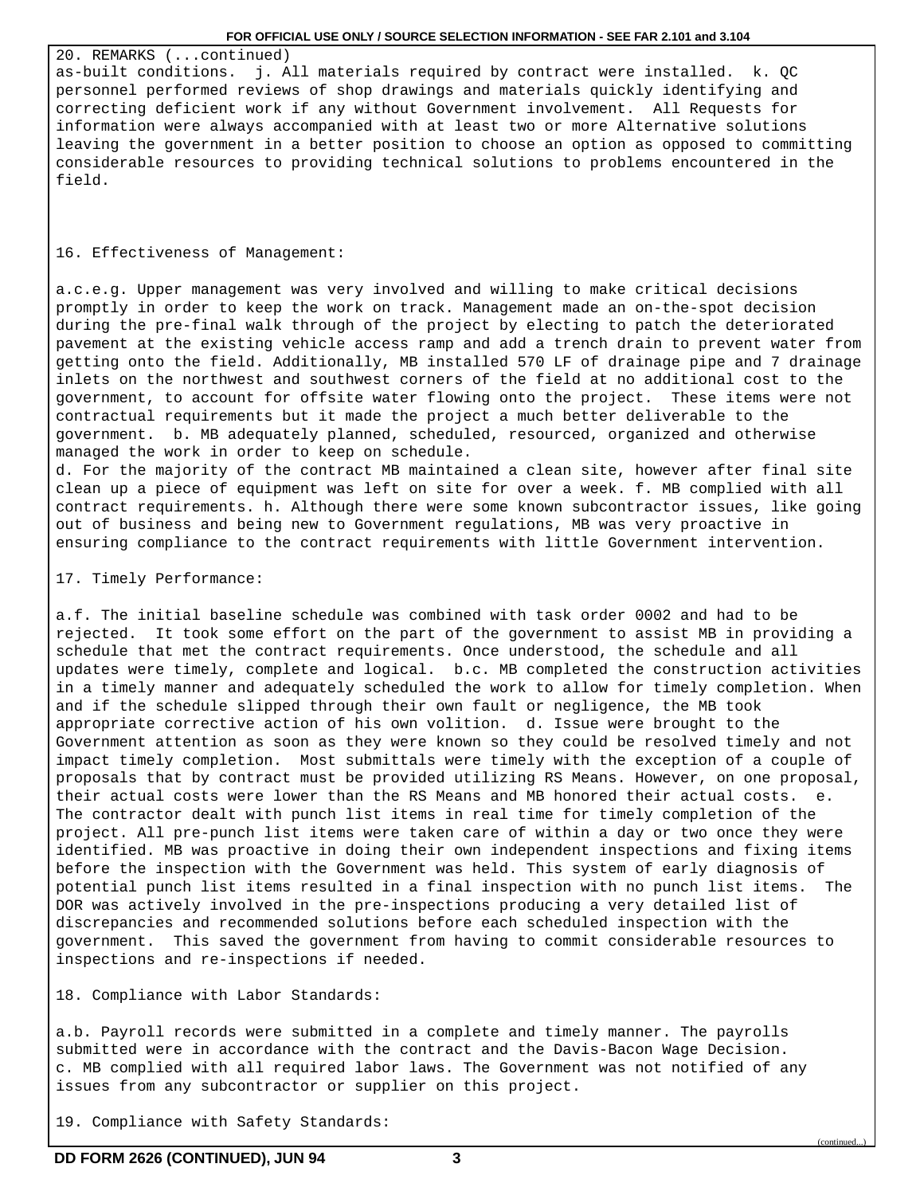20. REMARKS (...continued)

as-built conditions. j. All materials required by contract were installed. k. QC personnel performed reviews of shop drawings and materials quickly identifying and correcting deficient work if any without Government involvement. All Requests for information were always accompanied with at least two or more Alternative solutions leaving the government in a better position to choose an option as opposed to committing considerable resources to providing technical solutions to problems encountered in the field.

16. Effectiveness of Management:

a.c.e.g. Upper management was very involved and willing to make critical decisions promptly in order to keep the work on track. Management made an on-the-spot decision during the pre-final walk through of the project by electing to patch the deteriorated pavement at the existing vehicle access ramp and add a trench drain to prevent water from getting onto the field. Additionally, MB installed 570 LF of drainage pipe and 7 drainage inlets on the northwest and southwest corners of the field at no additional cost to the government, to account for offsite water flowing onto the project. These items were not contractual requirements but it made the project a much better deliverable to the government. b. MB adequately planned, scheduled, resourced, organized and otherwise managed the work in order to keep on schedule.
d. For the majority of the contract MB maintained a clean site, however after final site clean up a piece of equipment was left on site for over a week. f. MB complied with all contract requirements. h. Although there were some known subcontractor issues, like going out of business and being new to Government regulations, MB was very proactive in ensuring compliance to the contract requirements with little Government intervention.

17. Timely Performance:

a.f. The initial baseline schedule was combined with task order 0002 and had to be rejected. It took some effort on the part of the government to assist MB in providing a schedule that met the contract requirements. Once understood, the schedule and all updates were timely, complete and logical. b.c. MB completed the construction activities in a timely manner and adequately scheduled the work to allow for timely completion. When and if the schedule slipped through their own fault or negligence, the MB took appropriate corrective action of his own volition. d. Issue were brought to the Government attention as soon as they were known so they could be resolved timely and not impact timely completion. Most submittals were timely with the exception of a couple of proposals that by contract must be provided utilizing RS Means. However, on one proposal, their actual costs were lower than the RS Means and MB honored their actual costs. e. The contractor dealt with punch list items in real time for timely completion of the project. All pre-punch list items were taken care of within a day or two once they were identified. MB was proactive in doing their own independent inspections and fixing items before the inspection with the Government was held. This system of early diagnosis of potential punch list items resulted in a final inspection with no punch list items. The DOR was actively involved in the pre-inspections producing a very detailed list of discrepancies and recommended solutions before each scheduled inspection with the government. This saved the government from having to commit considerable resources to inspections and re-inspections if needed.

18. Compliance with Labor Standards:

a.b. Payroll records were submitted in a complete and timely manner. The payrolls submitted were in accordance with the contract and the Davis-Bacon Wage Decision.
c. MB complied with all required labor laws. The Government was not notified of any issues from any subcontractor or supplier on this project.

19. Compliance with Safety Standards:

(continued...)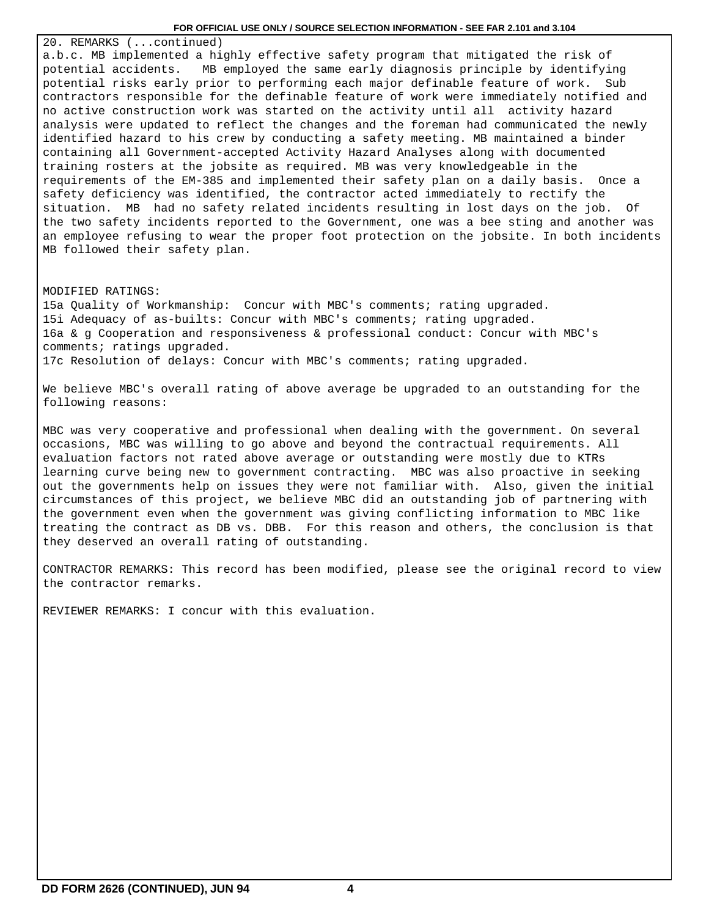20. REMARKS (...continued)

a.b.c. MB implemented a highly effective safety program that mitigated the risk of potential accidents. MB employed the same early diagnosis principle by identifying potential risks early prior to performing each major definable feature of work. Sub contractors responsible for the definable feature of work were immediately notified and no active construction work was started on the activity until all activity hazard analysis were updated to reflect the changes and the foreman had communicated the newly identified hazard to his crew by conducting a safety meeting. MB maintained a binder containing all Government-accepted Activity Hazard Analyses along with documented training rosters at the jobsite as required. MB was very knowledgeable in the requirements of the EM-385 and implemented their safety plan on a daily basis. Once a safety deficiency was identified, the contractor acted immediately to rectify the situation. MB had no safety related incidents resulting in lost days on the job. Of the two safety incidents reported to the Government, one was a bee sting and another was an employee refusing to wear the proper foot protection on the jobsite. In both incidents MB followed their safety plan.

MODIFIED RATINGS:

15a Quality of Workmanship: Concur with MBC's comments; rating upgraded.

15i Adequacy of as-builts: Concur with MBC's comments; rating upgraded.

16a & g Cooperation and responsiveness & professional conduct: Concur with MBC's comments; ratings upgraded.

17c Resolution of delays: Concur with MBC's comments; rating upgraded.

We believe MBC's overall rating of above average be upgraded to an outstanding for the following reasons:

MBC was very cooperative and professional when dealing with the government. On several occasions, MBC was willing to go above and beyond the contractual requirements. All evaluation factors not rated above average or outstanding were mostly due to KTRs learning curve being new to government contracting. MBC was also proactive in seeking out the governments help on issues they were not familiar with. Also, given the initial circumstances of this project, we believe MBC did an outstanding job of partnering with the government even when the government was giving conflicting information to MBC like treating the contract as DB vs. DBB. For this reason and others, the conclusion is that they deserved an overall rating of outstanding.

CONTRACTOR REMARKS: This record has been modified, please see the original record to view the contractor remarks.

REVIEWER REMARKS: I concur with this evaluation.